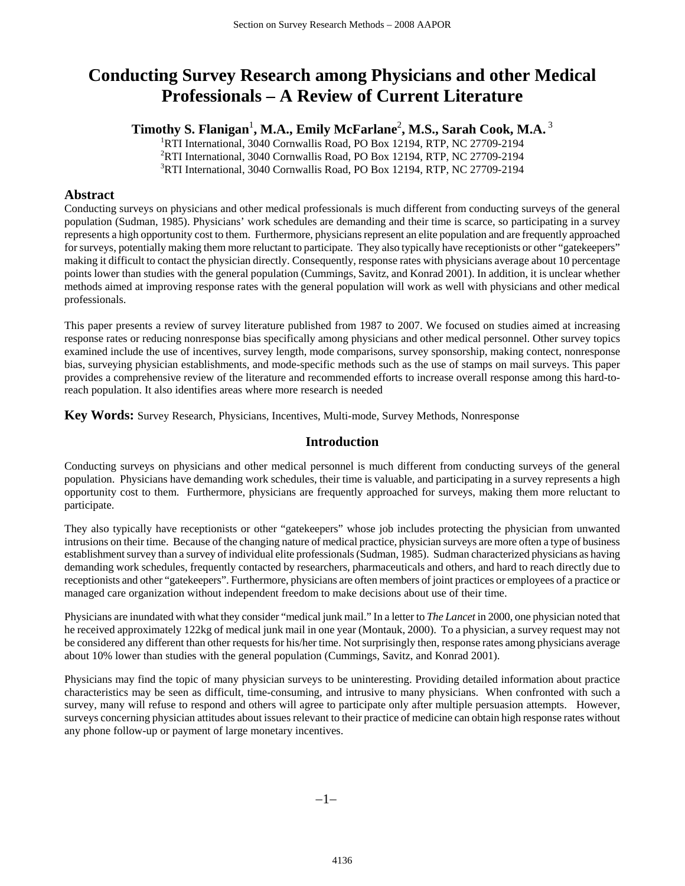# Conducting Survey Research among Physicians and other Medical Professionals – A Review of Current Literature

**Timothy S. Flanigan[1], M.A., Emily McFarlane[2], M.S., Sarah Cook, M.A.[3]**

[1]RTI International, 3040 Cornwallis Road, PO Box 12194, RTP, NC 27709-2194
[2]RTI International, 3040 Cornwallis Road, PO Box 12194, RTP, NC 27709-2194
[3]RTI International, 3040 Cornwallis Road, PO Box 12194, RTP, NC 27709-2194

## Abstract

Conducting surveys on physicians and other medical professionals is much different from conducting surveys of the general population (Sudman, 1985). Physicians' work schedules are demanding and their time is scarce, so participating in a survey represents a high opportunity cost to them. Furthermore, physicians represent an elite population and are frequently approached for surveys, potentially making them more reluctant to participate. They also typically have receptionists or other "gatekeepers" making it difficult to contact the physician directly. Consequently, response rates with physicians average about 10 percentage points lower than studies with the general population (Cummings, Savitz, and Konrad 2001). In addition, it is unclear whether methods aimed at improving response rates with the general population will work as well with physicians and other medical professionals.

This paper presents a review of survey literature published from 1987 to 2007. We focused on studies aimed at increasing response rates or reducing nonresponse bias specifically among physicians and other medical personnel. Other survey topics examined include the use of incentives, survey length, mode comparisons, survey sponsorship, making contect, nonresponse bias, surveying physician establishments, and mode-specific methods such as the use of stamps on mail surveys. This paper provides a comprehensive review of the literature and recommended efforts to increase overall response among this hard-to-reach population. It also identifies areas where more research is needed

**Key Words:** Survey Research, Physicians, Incentives, Multi-mode, Survey Methods, Nonresponse

## Introduction

Conducting surveys on physicians and other medical personnel is much different from conducting surveys of the general population. Physicians have demanding work schedules, their time is valuable, and participating in a survey represents a high opportunity cost to them. Furthermore, physicians are frequently approached for surveys, making them more reluctant to participate.

They also typically have receptionists or other "gatekeepers" whose job includes protecting the physician from unwanted intrusions on their time. Because of the changing nature of medical practice, physician surveys are more often a type of business establishment survey than a survey of individual elite professionals (Sudman, 1985). Sudman characterized physicians as having demanding work schedules, frequently contacted by researchers, pharmaceuticals and others, and hard to reach directly due to receptionists and other "gatekeepers". Furthermore, physicians are often members of joint practices or employees of a practice or managed care organization without independent freedom to make decisions about use of their time.

Physicians are inundated with what they consider "medical junk mail." In a letter to *The Lancet* in 2000, one physician noted that he received approximately 122kg of medical junk mail in one year (Montauk, 2000). To a physician, a survey request may not be considered any different than other requests for his/her time. Not surprisingly then, response rates among physicians average about 10% lower than studies with the general population (Cummings, Savitz, and Konrad 2001).

Physicians may find the topic of many physician surveys to be uninteresting. Providing detailed information about practice characteristics may be seen as difficult, time-consuming, and intrusive to many physicians. When confronted with such a survey, many will refuse to respond and others will agree to participate only after multiple persuasion attempts. However, surveys concerning physician attitudes about issues relevant to their practice of medicine can obtain high response rates without any phone follow-up or payment of large monetary incentives.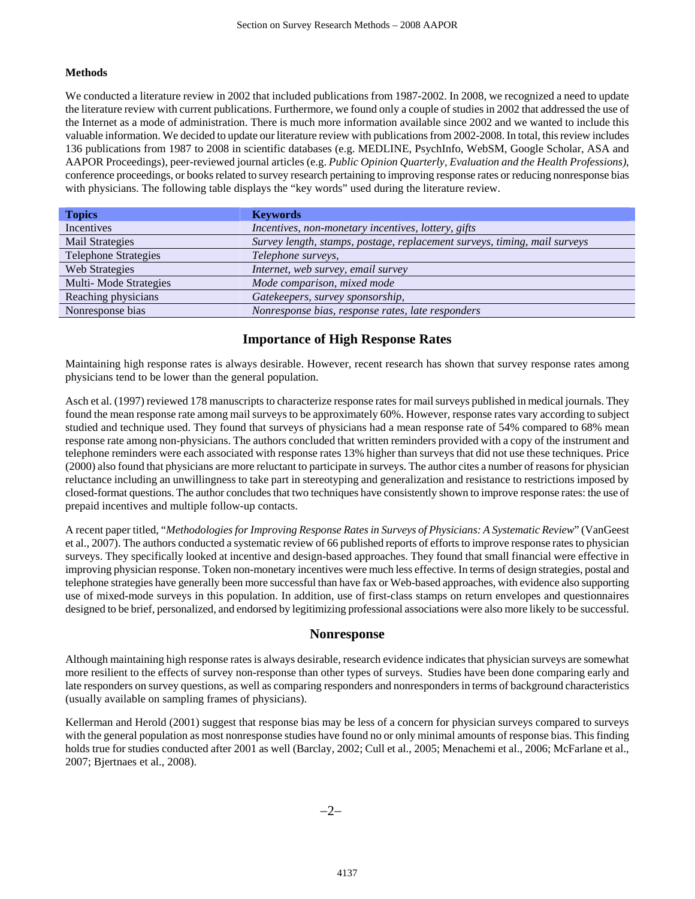**Methods**

We conducted a literature review in 2002 that included publications from 1987-2002. In 2008, we recognized a need to update the literature review with current publications. Furthermore, we found only a couple of studies in 2002 that addressed the use of the Internet as a mode of administration. There is much more information available since 2002 and we wanted to include this valuable information. We decided to update our literature review with publications from 2002-2008. In total, this review includes 136 publications from 1987 to 2008 in scientific databases (e.g. MEDLINE, PsychInfo, WebSM, Google Scholar, ASA and AAPOR Proceedings), peer-reviewed journal articles (e.g. *Public Opinion Quarterly, Evaluation and the Health Professions),* conference proceedings, or books related to survey research pertaining to improving response rates or reducing nonresponse bias with physicians. The following table displays the "key words" used during the literature review.

| Topics | Keywords |
|---|---|
| Incentives | *Incentives, non-monetary incentives, lottery, gifts* |
| Mail Strategies | *Survey length, stamps, postage, replacement surveys, timing, mail surveys* |
| Telephone Strategies | *Telephone surveys,* |
| Web Strategies | *Internet, web survey, email survey* |
| Multi- Mode Strategies | *Mode comparison, mixed mode* |
| Reaching physicians | *Gatekeepers, survey sponsorship,* |
| Nonresponse bias | *Nonresponse bias, response rates, late responders* |

## Importance of High Response Rates

Maintaining high response rates is always desirable. However, recent research has shown that survey response rates among physicians tend to be lower than the general population.

Asch et al. (1997) reviewed 178 manuscripts to characterize response rates for mail surveys published in medical journals. They found the mean response rate among mail surveys to be approximately 60%. However, response rates vary according to subject studied and technique used. They found that surveys of physicians had a mean response rate of 54% compared to 68% mean response rate among non-physicians. The authors concluded that written reminders provided with a copy of the instrument and telephone reminders were each associated with response rates 13% higher than surveys that did not use these techniques. Price (2000) also found that physicians are more reluctant to participate in surveys. The author cites a number of reasons for physician reluctance including an unwillingness to take part in stereotyping and generalization and resistance to restrictions imposed by closed-format questions. The author concludes that two techniques have consistently shown to improve response rates: the use of prepaid incentives and multiple follow-up contacts.

A recent paper titled, "*Methodologies for Improving Response Rates in Surveys of Physicians: A Systematic Review*" (VanGeest et al., 2007). The authors conducted a systematic review of 66 published reports of efforts to improve response rates to physician surveys. They specifically looked at incentive and design-based approaches. They found that small financial were effective in improving physician response. Token non-monetary incentives were much less effective. In terms of design strategies, postal and telephone strategies have generally been more successful than have fax or Web-based approaches, with evidence also supporting use of mixed-mode surveys in this population. In addition, use of first-class stamps on return envelopes and questionnaires designed to be brief, personalized, and endorsed by legitimizing professional associations were also more likely to be successful.

## Nonresponse

Although maintaining high response rates is always desirable, research evidence indicates that physician surveys are somewhat more resilient to the effects of survey non-response than other types of surveys. Studies have been done comparing early and late responders on survey questions, as well as comparing responders and nonresponders in terms of background characteristics (usually available on sampling frames of physicians).

Kellerman and Herold (2001) suggest that response bias may be less of a concern for physician surveys compared to surveys with the general population as most nonresponse studies have found no or only minimal amounts of response bias. This finding holds true for studies conducted after 2001 as well (Barclay, 2002; Cull et al., 2005; Menachemi et al., 2006; McFarlane et al., 2007; Bjertnaes et al., 2008).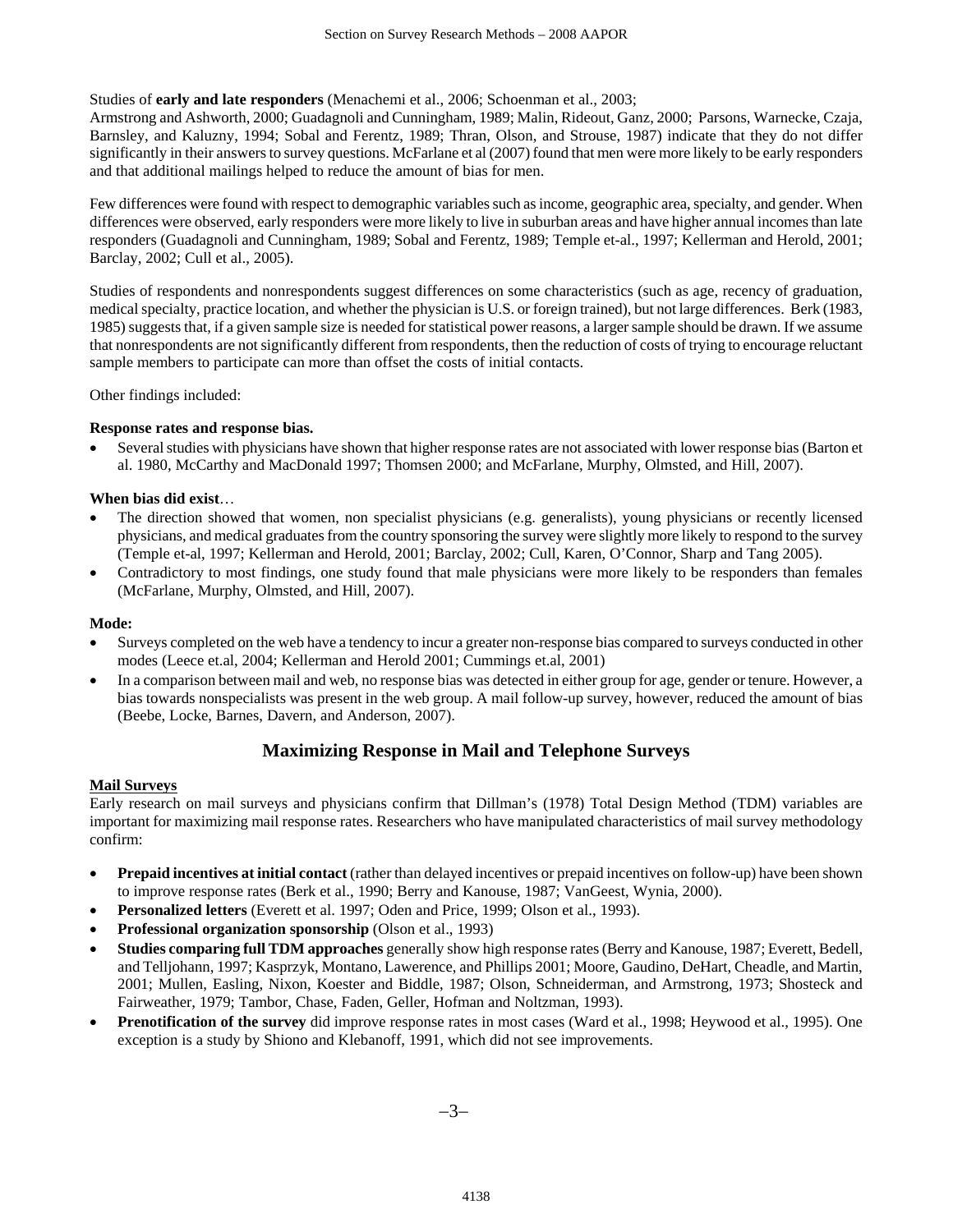Studies of **early and late responders** (Menachemi et al., 2006; Schoenman et al., 2003; Armstrong and Ashworth, 2000; Guadagnoli and Cunningham, 1989; Malin, Rideout, Ganz, 2000; Parsons, Warnecke, Czaja, Barnsley, and Kaluzny, 1994; Sobal and Ferentz, 1989; Thran, Olson, and Strouse, 1987) indicate that they do not differ significantly in their answers to survey questions. McFarlane et al (2007) found that men were more likely to be early responders and that additional mailings helped to reduce the amount of bias for men.

Few differences were found with respect to demographic variables such as income, geographic area, specialty, and gender. When differences were observed, early responders were more likely to live in suburban areas and have higher annual incomes than late responders (Guadagnoli and Cunningham, 1989; Sobal and Ferentz, 1989; Temple et-al., 1997; Kellerman and Herold, 2001; Barclay, 2002; Cull et al., 2005).

Studies of respondents and nonrespondents suggest differences on some characteristics (such as age, recency of graduation, medical specialty, practice location, and whether the physician is U.S. or foreign trained), but not large differences. Berk (1983, 1985) suggests that, if a given sample size is needed for statistical power reasons, a larger sample should be drawn. If we assume that nonrespondents are not significantly different from respondents, then the reduction of costs of trying to encourage reluctant sample members to participate can more than offset the costs of initial contacts.

Other findings included:

**Response rates and response bias.**

- Several studies with physicians have shown that higher response rates are not associated with lower response bias (Barton et al. 1980, McCarthy and MacDonald 1997; Thomsen 2000; and McFarlane, Murphy, Olmsted, and Hill, 2007).

**When bias did exist**…

- The direction showed that women, non specialist physicians (e.g. generalists), young physicians or recently licensed physicians, and medical graduates from the country sponsoring the survey were slightly more likely to respond to the survey (Temple et-al, 1997; Kellerman and Herold, 2001; Barclay, 2002; Cull, Karen, O'Connor, Sharp and Tang 2005).
- Contradictory to most findings, one study found that male physicians were more likely to be responders than females (McFarlane, Murphy, Olmsted, and Hill, 2007).

**Mode:**

- Surveys completed on the web have a tendency to incur a greater non-response bias compared to surveys conducted in other modes (Leece et.al, 2004; Kellerman and Herold 2001; Cummings et.al, 2001)
- In a comparison between mail and web, no response bias was detected in either group for age, gender or tenure. However, a bias towards nonspecialists was present in the web group. A mail follow-up survey, however, reduced the amount of bias (Beebe, Locke, Barnes, Davern, and Anderson, 2007).

## Maximizing Response in Mail and Telephone Surveys

### Mail Surveys

Early research on mail surveys and physicians confirm that Dillman's (1978) Total Design Method (TDM) variables are important for maximizing mail response rates. Researchers who have manipulated characteristics of mail survey methodology confirm:

- **Prepaid incentives at initial contact** (rather than delayed incentives or prepaid incentives on follow-up) have been shown to improve response rates (Berk et al., 1990; Berry and Kanouse, 1987; VanGeest, Wynia, 2000).
- **Personalized letters** (Everett et al. 1997; Oden and Price, 1999; Olson et al., 1993).
- **Professional organization sponsorship** (Olson et al., 1993)
- **Studies comparing full TDM approaches** generally show high response rates (Berry and Kanouse, 1987; Everett, Bedell, and Telljohann, 1997; Kasprzyk, Montano, Lawerence, and Phillips 2001; Moore, Gaudino, DeHart, Cheadle, and Martin, 2001; Mullen, Easling, Nixon, Koester and Biddle, 1987; Olson, Schneiderman, and Armstrong, 1973; Shosteck and Fairweather, 1979; Tambor, Chase, Faden, Geller, Hofman and Noltzman, 1993).
- **Prenotification of the survey** did improve response rates in most cases (Ward et al., 1998; Heywood et al., 1995). One exception is a study by Shiono and Klebanoff, 1991, which did not see improvements.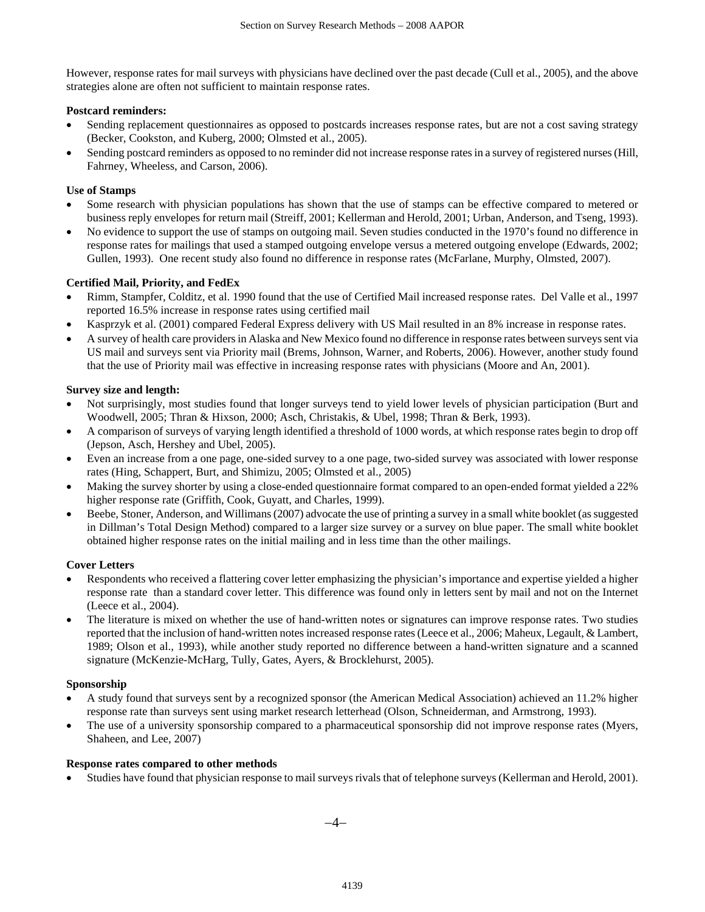However, response rates for mail surveys with physicians have declined over the past decade (Cull et al., 2005), and the above strategies alone are often not sufficient to maintain response rates.

**Postcard reminders:**

- Sending replacement questionnaires as opposed to postcards increases response rates, but are not a cost saving strategy (Becker, Cookston, and Kuberg, 2000; Olmsted et al., 2005).
- Sending postcard reminders as opposed to no reminder did not increase response rates in a survey of registered nurses (Hill, Fahrney, Wheeless, and Carson, 2006).

**Use of Stamps**

- Some research with physician populations has shown that the use of stamps can be effective compared to metered or business reply envelopes for return mail (Streiff, 2001; Kellerman and Herold, 2001; Urban, Anderson, and Tseng, 1993).
- No evidence to support the use of stamps on outgoing mail. Seven studies conducted in the 1970's found no difference in response rates for mailings that used a stamped outgoing envelope versus a metered outgoing envelope (Edwards, 2002; Gullen, 1993). One recent study also found no difference in response rates (McFarlane, Murphy, Olmsted, 2007).

**Certified Mail, Priority, and FedEx**

- Rimm, Stampfer, Colditz, et al. 1990 found that the use of Certified Mail increased response rates. Del Valle et al., 1997 reported 16.5% increase in response rates using certified mail
- Kasprzyk et al. (2001) compared Federal Express delivery with US Mail resulted in an 8% increase in response rates.
- A survey of health care providers in Alaska and New Mexico found no difference in response rates between surveys sent via US mail and surveys sent via Priority mail (Brems, Johnson, Warner, and Roberts, 2006). However, another study found that the use of Priority mail was effective in increasing response rates with physicians (Moore and An, 2001).

**Survey size and length:**

- Not surprisingly, most studies found that longer surveys tend to yield lower levels of physician participation (Burt and Woodwell, 2005; Thran & Hixson, 2000; Asch, Christakis, & Ubel, 1998; Thran & Berk, 1993).
- A comparison of surveys of varying length identified a threshold of 1000 words, at which response rates begin to drop off (Jepson, Asch, Hershey and Ubel, 2005).
- Even an increase from a one page, one-sided survey to a one page, two-sided survey was associated with lower response rates (Hing, Schappert, Burt, and Shimizu, 2005; Olmsted et al., 2005)
- Making the survey shorter by using a close-ended questionnaire format compared to an open-ended format yielded a 22% higher response rate (Griffith, Cook, Guyatt, and Charles, 1999).
- Beebe, Stoner, Anderson, and Willimans (2007) advocate the use of printing a survey in a small white booklet (as suggested in Dillman's Total Design Method) compared to a larger size survey or a survey on blue paper. The small white booklet obtained higher response rates on the initial mailing and in less time than the other mailings.

**Cover Letters**

- Respondents who received a flattering cover letter emphasizing the physician's importance and expertise yielded a higher response rate than a standard cover letter. This difference was found only in letters sent by mail and not on the Internet (Leece et al., 2004).
- The literature is mixed on whether the use of hand-written notes or signatures can improve response rates. Two studies reported that the inclusion of hand-written notes increased response rates (Leece et al., 2006; Maheux, Legault, & Lambert, 1989; Olson et al., 1993), while another study reported no difference between a hand-written signature and a scanned signature (McKenzie-McHarg, Tully, Gates, Ayers, & Brocklehurst, 2005).

**Sponsorship**

- A study found that surveys sent by a recognized sponsor (the American Medical Association) achieved an 11.2% higher response rate than surveys sent using market research letterhead (Olson, Schneiderman, and Armstrong, 1993).
- The use of a university sponsorship compared to a pharmaceutical sponsorship did not improve response rates (Myers, Shaheen, and Lee, 2007)

**Response rates compared to other methods**

- Studies have found that physician response to mail surveys rivals that of telephone surveys (Kellerman and Herold, 2001).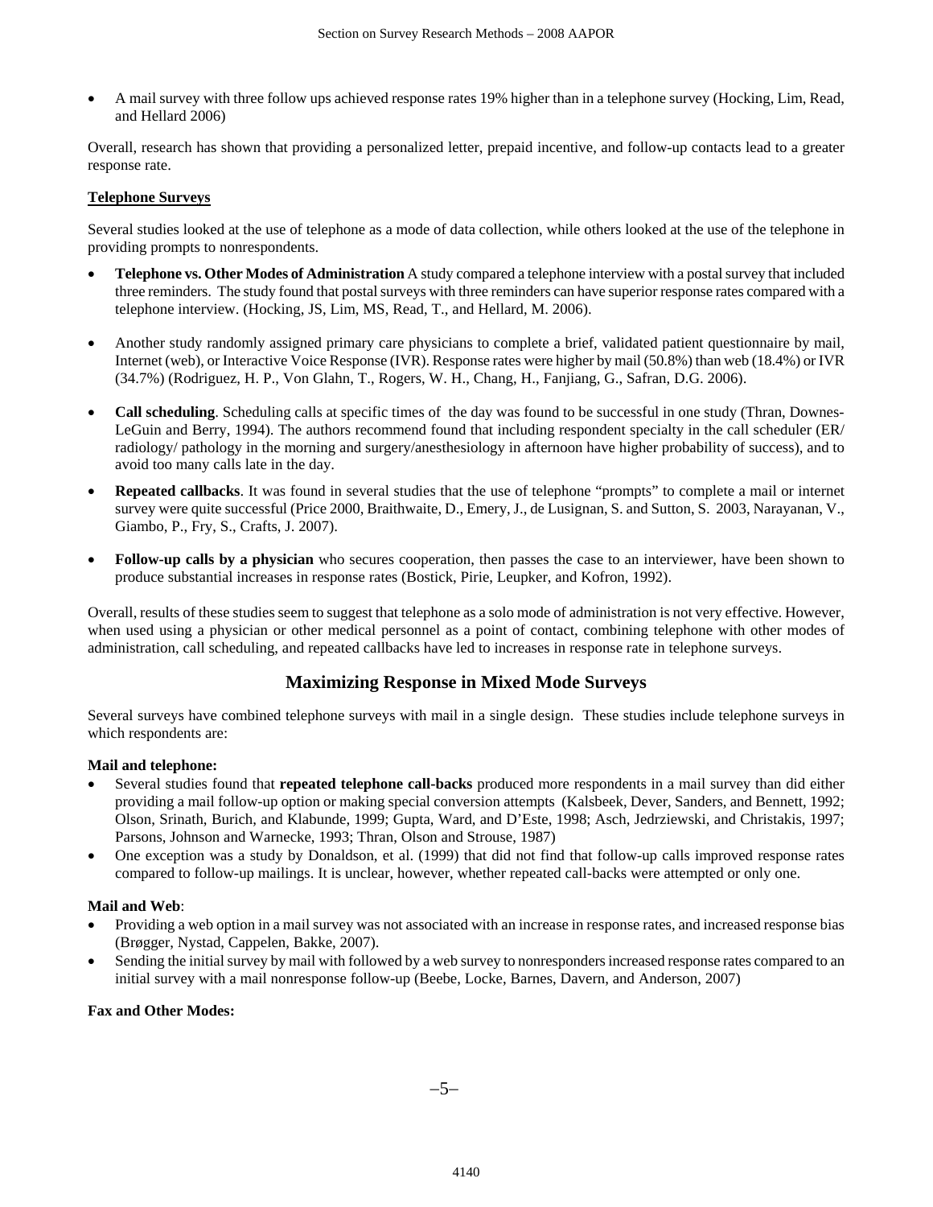- A mail survey with three follow ups achieved response rates 19% higher than in a telephone survey (Hocking, Lim, Read, and Hellard 2006)

Overall, research has shown that providing a personalized letter, prepaid incentive, and follow-up contacts lead to a greater response rate.

**Telephone Surveys**

Several studies looked at the use of telephone as a mode of data collection, while others looked at the use of the telephone in providing prompts to nonrespondents.

- **Telephone vs. Other Modes of Administration** A study compared a telephone interview with a postal survey that included three reminders. The study found that postal surveys with three reminders can have superior response rates compared with a telephone interview. (Hocking, JS, Lim, MS, Read, T., and Hellard, M. 2006).

- Another study randomly assigned primary care physicians to complete a brief, validated patient questionnaire by mail, Internet (web), or Interactive Voice Response (IVR). Response rates were higher by mail (50.8%) than web (18.4%) or IVR (34.7%) (Rodriguez, H. P., Von Glahn, T., Rogers, W. H., Chang, H., Fanjiang, G., Safran, D.G. 2006).

- **Call scheduling**. Scheduling calls at specific times of the day was found to be successful in one study (Thran, Downes-LeGuin and Berry, 1994). The authors recommend found that including respondent specialty in the call scheduler (ER/ radiology/ pathology in the morning and surgery/anesthesiology in afternoon have higher probability of success), and to avoid too many calls late in the day.

- **Repeated callbacks**. It was found in several studies that the use of telephone "prompts" to complete a mail or internet survey were quite successful (Price 2000, Braithwaite, D., Emery, J., de Lusignan, S. and Sutton, S. 2003, Narayanan, V., Giambo, P., Fry, S., Crafts, J. 2007).

- **Follow-up calls by a physician** who secures cooperation, then passes the case to an interviewer, have been shown to produce substantial increases in response rates (Bostick, Pirie, Leupker, and Kofron, 1992).

Overall, results of these studies seem to suggest that telephone as a solo mode of administration is not very effective. However, when used using a physician or other medical personnel as a point of contact, combining telephone with other modes of administration, call scheduling, and repeated callbacks have led to increases in response rate in telephone surveys.

## Maximizing Response in Mixed Mode Surveys

Several surveys have combined telephone surveys with mail in a single design. These studies include telephone surveys in which respondents are:

**Mail and telephone:**

- Several studies found that **repeated telephone call-backs** produced more respondents in a mail survey than did either providing a mail follow-up option or making special conversion attempts (Kalsbeek, Dever, Sanders, and Bennett, 1992; Olson, Srinath, Burich, and Klabunde, 1999; Gupta, Ward, and D'Este, 1998; Asch, Jedrziewski, and Christakis, 1997; Parsons, Johnson and Warnecke, 1993; Thran, Olson and Strouse, 1987)
- One exception was a study by Donaldson, et al. (1999) that did not find that follow-up calls improved response rates compared to follow-up mailings. It is unclear, however, whether repeated call-backs were attempted or only one.

**Mail and Web**:

- Providing a web option in a mail survey was not associated with an increase in response rates, and increased response bias (Brøgger, Nystad, Cappelen, Bakke, 2007).
- Sending the initial survey by mail with followed by a web survey to nonresponders increased response rates compared to an initial survey with a mail nonresponse follow-up (Beebe, Locke, Barnes, Davern, and Anderson, 2007)

**Fax and Other Modes:**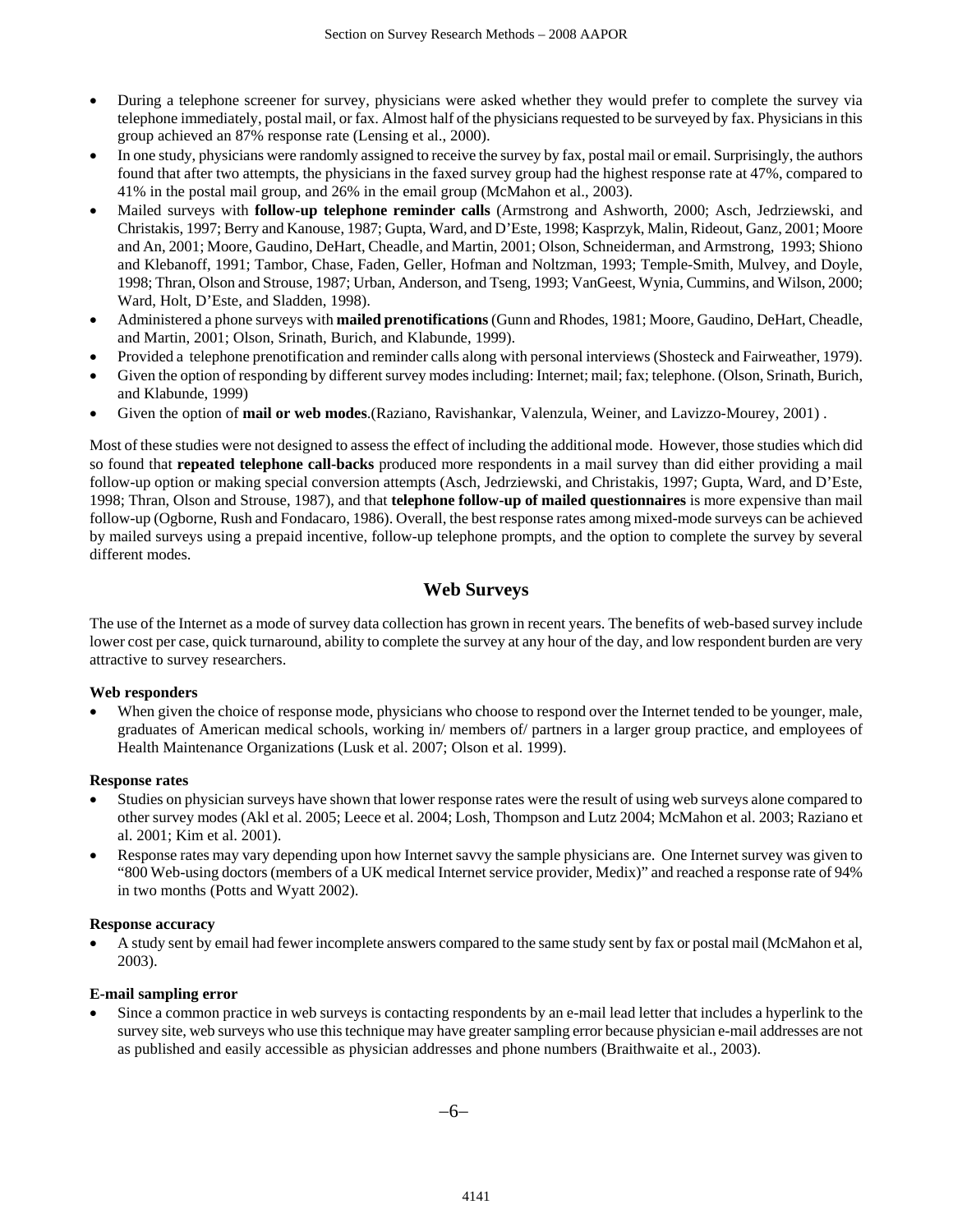- During a telephone screener for survey, physicians were asked whether they would prefer to complete the survey via telephone immediately, postal mail, or fax. Almost half of the physicians requested to be surveyed by fax. Physicians in this group achieved an 87% response rate (Lensing et al., 2000).
- In one study, physicians were randomly assigned to receive the survey by fax, postal mail or email. Surprisingly, the authors found that after two attempts, the physicians in the faxed survey group had the highest response rate at 47%, compared to 41% in the postal mail group, and 26% in the email group (McMahon et al., 2003).
- Mailed surveys with **follow-up telephone reminder calls** (Armstrong and Ashworth, 2000; Asch, Jedrziewski, and Christakis, 1997; Berry and Kanouse, 1987; Gupta, Ward, and D'Este, 1998; Kasprzyk, Malin, Rideout, Ganz, 2001; Moore and An, 2001; Moore, Gaudino, DeHart, Cheadle, and Martin, 2001; Olson, Schneiderman, and Armstrong, 1993; Shiono and Klebanoff, 1991; Tambor, Chase, Faden, Geller, Hofman and Noltzman, 1993; Temple-Smith, Mulvey, and Doyle, 1998; Thran, Olson and Strouse, 1987; Urban, Anderson, and Tseng, 1993; VanGeest, Wynia, Cummins, and Wilson, 2000; Ward, Holt, D'Este, and Sladden, 1998).
- Administered a phone surveys with **mailed prenotifications** (Gunn and Rhodes, 1981; Moore, Gaudino, DeHart, Cheadle, and Martin, 2001; Olson, Srinath, Burich, and Klabunde, 1999).
- Provided a telephone prenotification and reminder calls along with personal interviews (Shosteck and Fairweather, 1979).
- Given the option of responding by different survey modes including: Internet; mail; fax; telephone. (Olson, Srinath, Burich, and Klabunde, 1999)
- Given the option of **mail or web modes**.(Raziano, Ravishankar, Valenzula, Weiner, and Lavizzo-Mourey, 2001) .

Most of these studies were not designed to assess the effect of including the additional mode. However, those studies which did so found that **repeated telephone call-backs** produced more respondents in a mail survey than did either providing a mail follow-up option or making special conversion attempts (Asch, Jedrziewski, and Christakis, 1997; Gupta, Ward, and D'Este, 1998; Thran, Olson and Strouse, 1987), and that **telephone follow-up of mailed questionnaires** is more expensive than mail follow-up (Ogborne, Rush and Fondacaro, 1986). Overall, the best response rates among mixed-mode surveys can be achieved by mailed surveys using a prepaid incentive, follow-up telephone prompts, and the option to complete the survey by several different modes.

## Web Surveys

The use of the Internet as a mode of survey data collection has grown in recent years. The benefits of web-based survey include lower cost per case, quick turnaround, ability to complete the survey at any hour of the day, and low respondent burden are very attractive to survey researchers.

**Web responders**

- When given the choice of response mode, physicians who choose to respond over the Internet tended to be younger, male, graduates of American medical schools, working in/ members of/ partners in a larger group practice, and employees of Health Maintenance Organizations (Lusk et al. 2007; Olson et al. 1999).

**Response rates**

- Studies on physician surveys have shown that lower response rates were the result of using web surveys alone compared to other survey modes (Akl et al. 2005; Leece et al. 2004; Losh, Thompson and Lutz 2004; McMahon et al. 2003; Raziano et al. 2001; Kim et al. 2001).
- Response rates may vary depending upon how Internet savvy the sample physicians are. One Internet survey was given to "800 Web-using doctors (members of a UK medical Internet service provider, Medix)" and reached a response rate of 94% in two months (Potts and Wyatt 2002).

**Response accuracy**

- A study sent by email had fewer incomplete answers compared to the same study sent by fax or postal mail (McMahon et al, 2003).

**E-mail sampling error**

- Since a common practice in web surveys is contacting respondents by an e-mail lead letter that includes a hyperlink to the survey site, web surveys who use this technique may have greater sampling error because physician e-mail addresses are not as published and easily accessible as physician addresses and phone numbers (Braithwaite et al., 2003).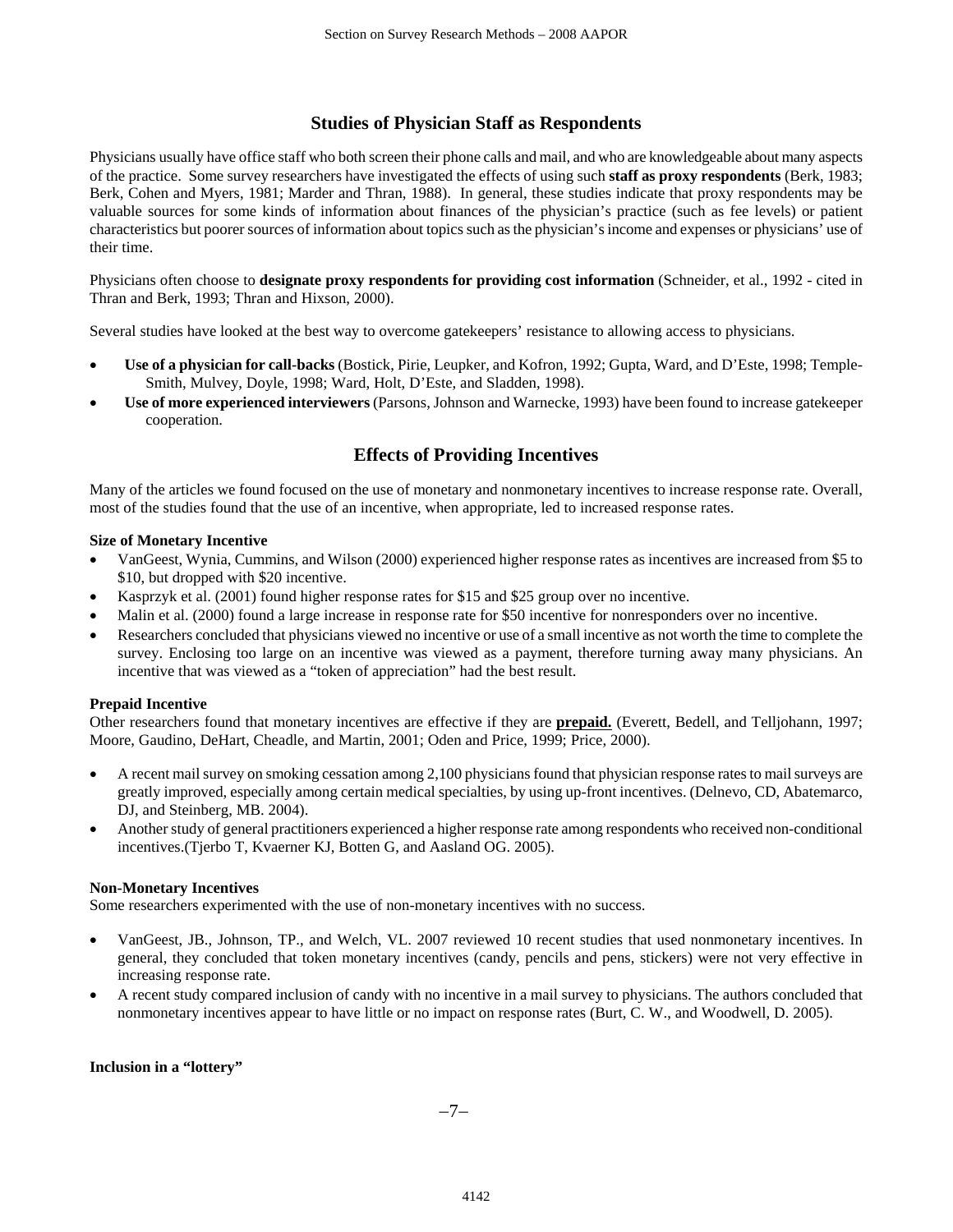## Studies of Physician Staff as Respondents

Physicians usually have office staff who both screen their phone calls and mail, and who are knowledgeable about many aspects of the practice. Some survey researchers have investigated the effects of using such **staff as proxy respondents** (Berk, 1983; Berk, Cohen and Myers, 1981; Marder and Thran, 1988). In general, these studies indicate that proxy respondents may be valuable sources for some kinds of information about finances of the physician's practice (such as fee levels) or patient characteristics but poorer sources of information about topics such as the physician's income and expenses or physicians' use of their time.

Physicians often choose to **designate proxy respondents for providing cost information** (Schneider, et al., 1992 - cited in Thran and Berk, 1993; Thran and Hixson, 2000).

Several studies have looked at the best way to overcome gatekeepers' resistance to allowing access to physicians.

- **Use of a physician for call-backs** (Bostick, Pirie, Leupker, and Kofron, 1992; Gupta, Ward, and D'Este, 1998; Temple-Smith, Mulvey, Doyle, 1998; Ward, Holt, D'Este, and Sladden, 1998).
- **Use of more experienced interviewers** (Parsons, Johnson and Warnecke, 1993) have been found to increase gatekeeper cooperation.

## Effects of Providing Incentives

Many of the articles we found focused on the use of monetary and nonmonetary incentives to increase response rate. Overall, most of the studies found that the use of an incentive, when appropriate, led to increased response rates.

**Size of Monetary Incentive**

- VanGeest, Wynia, Cummins, and Wilson (2000) experienced higher response rates as incentives are increased from $5 to $10, but dropped with $20 incentive.
- Kasprzyk et al. (2001) found higher response rates for $15 and $25 group over no incentive.
- Malin et al. (2000) found a large increase in response rate for $50 incentive for nonresponders over no incentive.
- Researchers concluded that physicians viewed no incentive or use of a small incentive as not worth the time to complete the survey. Enclosing too large on an incentive was viewed as a payment, therefore turning away many physicians. An incentive that was viewed as a "token of appreciation" had the best result.

**Prepaid Incentive**

Other researchers found that monetary incentives are effective if they are **prepaid.** (Everett, Bedell, and Telljohann, 1997; Moore, Gaudino, DeHart, Cheadle, and Martin, 2001; Oden and Price, 1999; Price, 2000).

- A recent mail survey on smoking cessation among 2,100 physicians found that physician response rates to mail surveys are greatly improved, especially among certain medical specialties, by using up-front incentives. (Delnevo, CD, Abatemarco, DJ, and Steinberg, MB. 2004).
- Another study of general practitioners experienced a higher response rate among respondents who received non-conditional incentives.(Tjerbo T, Kvaerner KJ, Botten G, and Aasland OG. 2005).

**Non-Monetary Incentives**

Some researchers experimented with the use of non-monetary incentives with no success.

- VanGeest, JB., Johnson, TP., and Welch, VL. 2007 reviewed 10 recent studies that used nonmonetary incentives. In general, they concluded that token monetary incentives (candy, pencils and pens, stickers) were not very effective in increasing response rate.
- A recent study compared inclusion of candy with no incentive in a mail survey to physicians. The authors concluded that nonmonetary incentives appear to have little or no impact on response rates (Burt, C. W., and Woodwell, D. 2005).

**Inclusion in a "lottery"**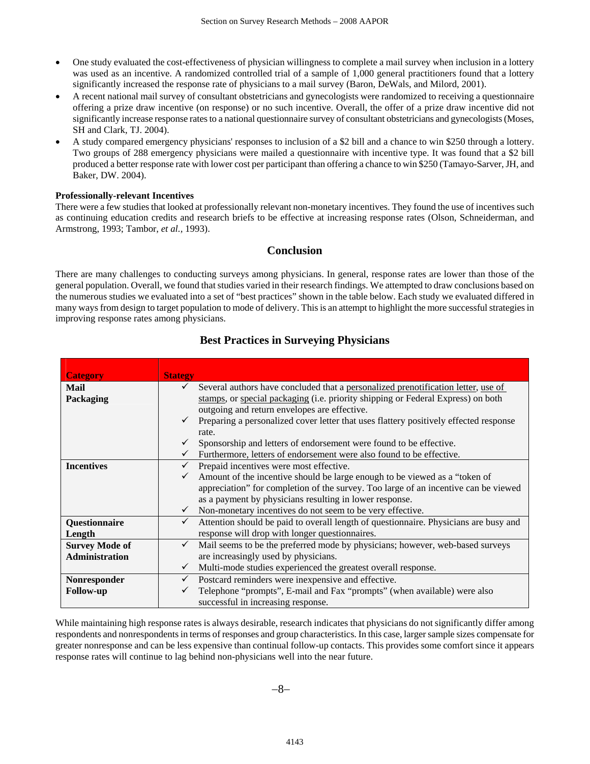- One study evaluated the cost-effectiveness of physician willingness to complete a mail survey when inclusion in a lottery was used as an incentive. A randomized controlled trial of a sample of 1,000 general practitioners found that a lottery significantly increased the response rate of physicians to a mail survey (Baron, DeWals, and Milord, 2001).
- A recent national mail survey of consultant obstetricians and gynecologists were randomized to receiving a questionnaire offering a prize draw incentive (on response) or no such incentive. Overall, the offer of a prize draw incentive did not significantly increase response rates to a national questionnaire survey of consultant obstetricians and gynecologists (Moses, SH and Clark, TJ. 2004).
- A study compared emergency physicians' responses to inclusion of a $2 bill and a chance to win $250 through a lottery. Two groups of 288 emergency physicians were mailed a questionnaire with incentive type. It was found that a $2 bill produced a better response rate with lower cost per participant than offering a chance to win $250 (Tamayo-Sarver, JH, and Baker, DW. 2004).

**Professionally-relevant Incentives**

There were a few studies that looked at professionally relevant non-monetary incentives. They found the use of incentives such as continuing education credits and research briefs to be effective at increasing response rates (Olson, Schneiderman, and Armstrong, 1993; Tambor, *et al.,* 1993).

## Conclusion

There are many challenges to conducting surveys among physicians. In general, response rates are lower than those of the general population. Overall, we found that studies varied in their research findings. We attempted to draw conclusions based on the numerous studies we evaluated into a set of "best practices" shown in the table below. Each study we evaluated differed in many ways from design to target population to mode of delivery. This is an attempt to highlight the more successful strategies in improving response rates among physicians.

### Best Practices in Surveying Physicians

| Category | Stategy |
|---|---|
| **Mail Packaging** | ✓ Several authors have concluded that a personalized prenotification letter, use of stamps, or special packaging (i.e. priority shipping or Federal Express) on both outgoing and return envelopes are effective.<br>✓ Preparing a personalized cover letter that uses flattery positively effected response rate.<br>✓ Sponsorship and letters of endorsement were found to be effective.<br>✓ Furthermore, letters of endorsement were also found to be effective. |
| **Incentives** | ✓ Prepaid incentives were most effective.<br>✓ Amount of the incentive should be large enough to be viewed as a "token of appreciation" for completion of the survey. Too large of an incentive can be viewed as a payment by physicians resulting in lower response.<br>✓ Non-monetary incentives do not seem to be very effective. |
| **Questionnaire Length** | ✓ Attention should be paid to overall length of questionnaire. Physicians are busy and response will drop with longer questionnaires. |
| **Survey Mode of Administration** | ✓ Mail seems to be the preferred mode by physicians; however, web-based surveys are increasingly used by physicians.<br>✓ Multi-mode studies experienced the greatest overall response. |
| **Nonresponder Follow-up** | ✓ Postcard reminders were inexpensive and effective.<br>✓ Telephone "prompts", E-mail and Fax "prompts" (when available) were also successful in increasing response. |

While maintaining high response rates is always desirable, research indicates that physicians do not significantly differ among respondents and nonrespondents in terms of responses and group characteristics. In this case, larger sample sizes compensate for greater nonresponse and can be less expensive than continual follow-up contacts. This provides some comfort since it appears response rates will continue to lag behind non-physicians well into the near future.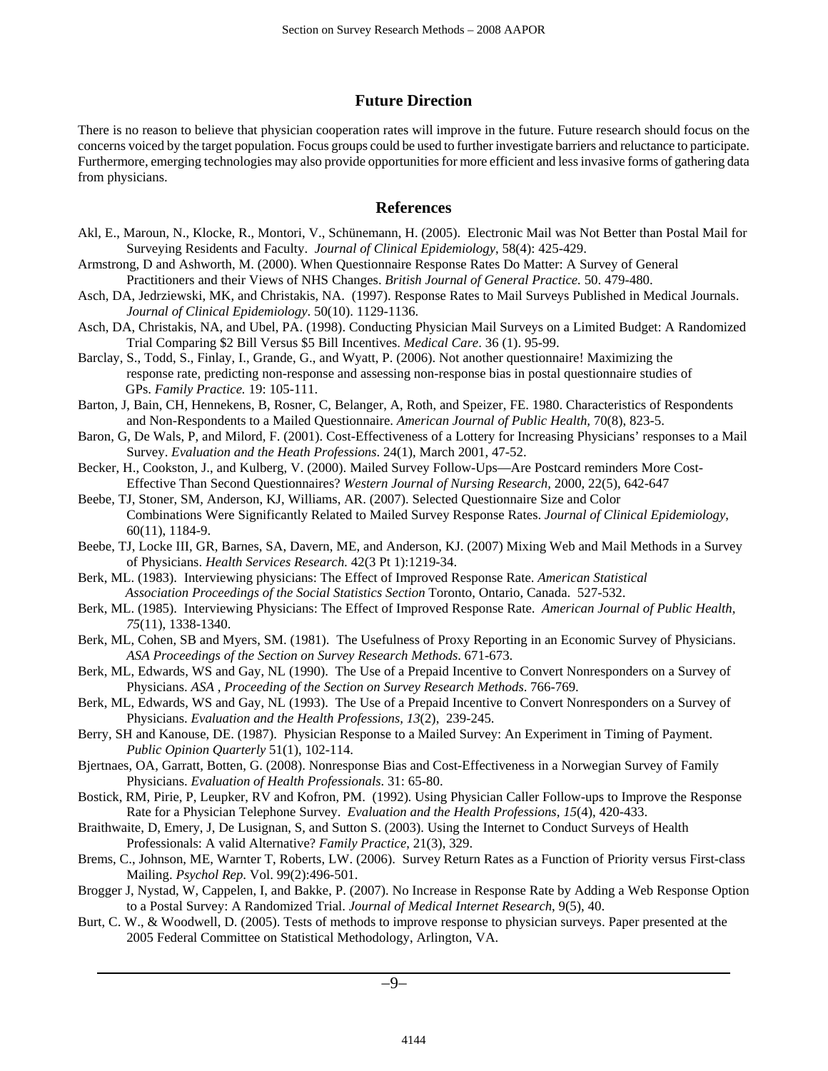## Future Direction

There is no reason to believe that physician cooperation rates will improve in the future. Future research should focus on the concerns voiced by the target population. Focus groups could be used to further investigate barriers and reluctance to participate. Furthermore, emerging technologies may also provide opportunities for more efficient and less invasive forms of gathering data from physicians.

## References

Akl, E., Maroun, N., Klocke, R., Montori, V., Schünemann, H. (2005). Electronic Mail was Not Better than Postal Mail for Surveying Residents and Faculty. *Journal of Clinical Epidemiology*, 58(4): 425-429.

Armstrong, D and Ashworth, M. (2000). When Questionnaire Response Rates Do Matter: A Survey of General Practitioners and their Views of NHS Changes. *British Journal of General Practice.* 50. 479-480.

Asch, DA, Jedrziewski, MK, and Christakis, NA. (1997). Response Rates to Mail Surveys Published in Medical Journals. *Journal of Clinical Epidemiology*. 50(10). 1129-1136.

Asch, DA, Christakis, NA, and Ubel, PA. (1998). Conducting Physician Mail Surveys on a Limited Budget: A Randomized Trial Comparing $2 Bill Versus $5 Bill Incentives. *Medical Care*. 36 (1). 95-99.

Barclay, S., Todd, S., Finlay, I., Grande, G., and Wyatt, P. (2006). Not another questionnaire! Maximizing the response rate, predicting non-response and assessing non-response bias in postal questionnaire studies of GPs. *Family Practice.* 19: 105-111.

Barton, J, Bain, CH, Hennekens, B, Rosner, C, Belanger, A, Roth, and Speizer, FE. 1980. Characteristics of Respondents and Non-Respondents to a Mailed Questionnaire. *American Journal of Public Health,* 70(8), 823-5.

Baron, G, De Wals, P, and Milord, F. (2001). Cost-Effectiveness of a Lottery for Increasing Physicians' responses to a Mail Survey. *Evaluation and the Heath Professions*. 24(1), March 2001, 47-52.

Becker, H., Cookston, J., and Kulberg, V. (2000). Mailed Survey Follow-Ups—Are Postcard reminders More Cost-Effective Than Second Questionnaires? *Western Journal of Nursing Research,* 2000, 22(5), 642-647

Beebe, TJ, Stoner, SM, Anderson, KJ, Williams, AR. (2007). Selected Questionnaire Size and Color Combinations Were Significantly Related to Mailed Survey Response Rates. *Journal of Clinical Epidemiology*, 60(11), 1184-9.

Beebe, TJ, Locke III, GR, Barnes, SA, Davern, ME, and Anderson, KJ. (2007) Mixing Web and Mail Methods in a Survey of Physicians. *Health Services Research.* 42(3 Pt 1):1219-34.

Berk, ML. (1983). Interviewing physicians: The Effect of Improved Response Rate. *American Statistical Association Proceedings of the Social Statistics Section* Toronto, Ontario, Canada. 527-532.

Berk, ML. (1985). Interviewing Physicians: The Effect of Improved Response Rate. *American Journal of Public Health, 75*(11), 1338-1340.

Berk, ML, Cohen, SB and Myers, SM. (1981). The Usefulness of Proxy Reporting in an Economic Survey of Physicians. *ASA Proceedings of the Section on Survey Research Methods*. 671-673.

Berk, ML, Edwards, WS and Gay, NL (1990). The Use of a Prepaid Incentive to Convert Nonresponders on a Survey of Physicians. *ASA , Proceeding of the Section on Survey Research Methods*. 766-769.

Berk, ML, Edwards, WS and Gay, NL (1993). The Use of a Prepaid Incentive to Convert Nonresponders on a Survey of Physicians. *Evaluation and the Health Professions, 13*(2), 239-245.

Berry, SH and Kanouse, DE. (1987). Physician Response to a Mailed Survey: An Experiment in Timing of Payment. *Public Opinion Quarterly* 51(1), 102-114.

Bjertnaes, OA, Garratt, Botten, G. (2008). Nonresponse Bias and Cost-Effectiveness in a Norwegian Survey of Family Physicians. *Evaluation of Health Professionals*. 31: 65-80.

Bostick, RM, Pirie, P, Leupker, RV and Kofron, PM. (1992). Using Physician Caller Follow-ups to Improve the Response Rate for a Physician Telephone Survey. *Evaluation and the Health Professions, 15*(4), 420-433.

Braithwaite, D, Emery, J, De Lusignan, S, and Sutton S. (2003). Using the Internet to Conduct Surveys of Health Professionals: A valid Alternative? *Family Practice*, 21(3), 329.

Brems, C., Johnson, ME, Warnter T, Roberts, LW. (2006). Survey Return Rates as a Function of Priority versus First-class Mailing. *Psychol Rep.* Vol. 99(2):496-501.

Brogger J, Nystad, W, Cappelen, I, and Bakke, P. (2007). No Increase in Response Rate by Adding a Web Response Option to a Postal Survey: A Randomized Trial. *Journal of Medical Internet Research*, 9(5), 40.

Burt, C. W., & Woodwell, D. (2005). Tests of methods to improve response to physician surveys. Paper presented at the 2005 Federal Committee on Statistical Methodology, Arlington, VA.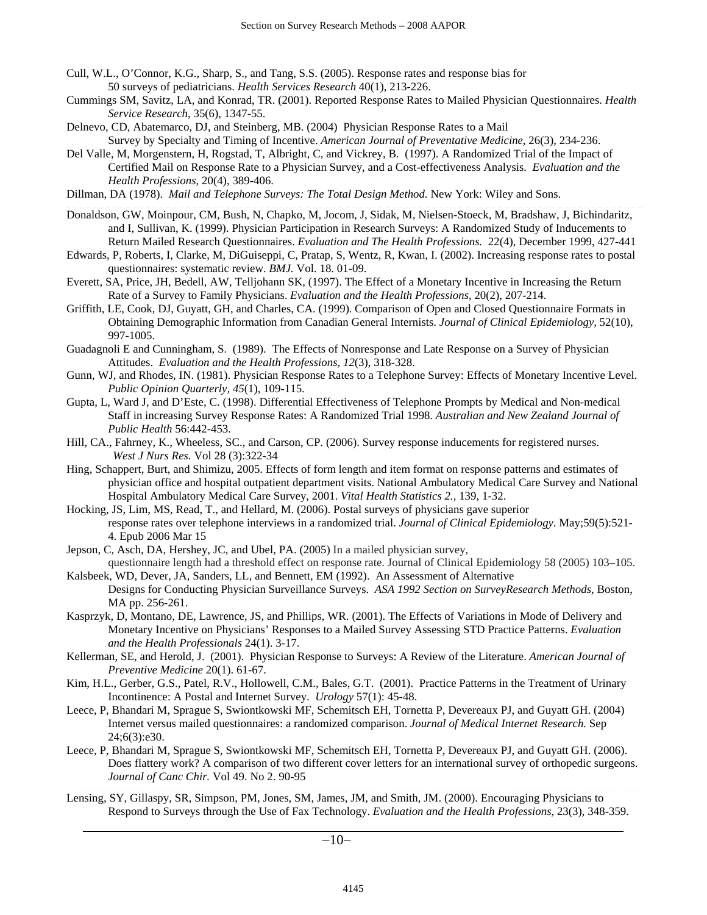Cull, W.L., O'Connor, K.G., Sharp, S., and Tang, S.S. (2005). Response rates and response bias for 50 surveys of pediatricians. *Health Services Research* 40(1), 213-226.

Cummings SM, Savitz, LA, and Konrad, TR. (2001). Reported Response Rates to Mailed Physician Questionnaires. *Health Service Research*, 35(6), 1347-55.

Delnevo, CD, Abatemarco, DJ, and Steinberg, MB. (2004) Physician Response Rates to a Mail Survey by Specialty and Timing of Incentive. *American Journal of Preventative Medicine*, 26(3), 234-236.

Del Valle, M, Morgenstern, H, Rogstad, T, Albright, C, and Vickrey, B. (1997). A Randomized Trial of the Impact of Certified Mail on Response Rate to a Physician Survey, and a Cost-effectiveness Analysis. *Evaluation and the Health Professions,* 20(4), 389-406.

Dillman, DA (1978). *Mail and Telephone Surveys: The Total Design Method.* New York: Wiley and Sons.

Donaldson, GW, Moinpour, CM, Bush, N, Chapko, M, Jocom, J, Sidak, M, Nielsen-Stoeck, M, Bradshaw, J, Bichindaritz, and I, Sullivan, K. (1999). Physician Participation in Research Surveys: A Randomized Study of Inducements to Return Mailed Research Questionnaires. *Evaluation and The Health Professions.* 22(4), December 1999, 427-441

Edwards, P, Roberts, I, Clarke, M, DiGuiseppi, C, Pratap, S, Wentz, R, Kwan, I. (2002). Increasing response rates to postal questionnaires: systematic review. *BMJ.* Vol. 18. 01-09.

Everett, SA, Price, JH, Bedell, AW, Telljohann SK, (1997). The Effect of a Monetary Incentive in Increasing the Return Rate of a Survey to Family Physicians. *Evaluation and the Health Professions,* 20(2), 207-214.

Griffith, LE, Cook, DJ, Guyatt, GH, and Charles, CA. (1999). Comparison of Open and Closed Questionnaire Formats in Obtaining Demographic Information from Canadian General Internists. *Journal of Clinical Epidemiology,* 52(10), 997-1005.

Guadagnoli E and Cunningham, S. (1989). The Effects of Nonresponse and Late Response on a Survey of Physician Attitudes. *Evaluation and the Health Professions, 12*(3), 318-328.

Gunn, WJ, and Rhodes, IN. (1981). Physician Response Rates to a Telephone Survey: Effects of Monetary Incentive Level. *Public Opinion Quarterly, 45*(1), 109-115.

Gupta, L, Ward J, and D'Este, C. (1998). Differential Effectiveness of Telephone Prompts by Medical and Non-medical Staff in increasing Survey Response Rates: A Randomized Trial 1998. *Australian and New Zealand Journal of Public Health* 56:442-453.

Hill, CA., Fahrney, K., Wheeless, SC., and Carson, CP. (2006). Survey response inducements for registered nurses. *West J Nurs Res.* Vol 28 (3):322-34

Hing, Schappert, Burt, and Shimizu, 2005. Effects of form length and item format on response patterns and estimates of physician office and hospital outpatient department visits. National Ambulatory Medical Care Survey and National Hospital Ambulatory Medical Care Survey, 2001. *Vital Health Statistics 2.,* 139, 1-32.

Hocking, JS, Lim, MS, Read, T., and Hellard, M. (2006). Postal surveys of physicians gave superior response rates over telephone interviews in a randomized trial. *Journal of Clinical Epidemiology.* May;59(5):521-4. Epub 2006 Mar 15

Jepson, C, Asch, DA, Hershey, JC, and Ubel, PA. (2005) In a mailed physician survey, questionnaire length had a threshold effect on response rate. Journal of Clinical Epidemiology 58 (2005) 103–105.

Kalsbeek, WD, Dever, JA, Sanders, LL, and Bennett, EM (1992). An Assessment of Alternative Designs for Conducting Physician Surveillance Surveys. *ASA 1992 Section on SurveyResearch Methods*, Boston, MA pp. 256-261.

Kasprzyk, D, Montano, DE, Lawrence, JS, and Phillips, WR. (2001). The Effects of Variations in Mode of Delivery and Monetary Incentive on Physicians' Responses to a Mailed Survey Assessing STD Practice Patterns. *Evaluation and the Health Professionals* 24(1). 3-17.

Kellerman, SE, and Herold, J. (2001). Physician Response to Surveys: A Review of the Literature. *American Journal of Preventive Medicine* 20(1). 61-67.

Kim, H.L., Gerber, G.S., Patel, R.V., Hollowell, C.M., Bales, G.T. (2001). Practice Patterns in the Treatment of Urinary Incontinence: A Postal and Internet Survey. *Urology* 57(1): 45-48.

Leece, P, Bhandari M, Sprague S, Swiontkowski MF, Schemitsch EH, Tornetta P, Devereaux PJ, and Guyatt GH. (2004) Internet versus mailed questionnaires: a randomized comparison. *Journal of Medical Internet Research.* Sep 24;6(3):e30.

Leece, P, Bhandari M, Sprague S, Swiontkowski MF, Schemitsch EH, Tornetta P, Devereaux PJ, and Guyatt GH. (2006). Does flattery work? A comparison of two different cover letters for an international survey of orthopedic surgeons. *Journal of Canc Chir.* Vol 49. No 2. 90-95

Lensing, SY, Gillaspy, SR, Simpson, PM, Jones, SM, James, JM, and Smith, JM. (2000). Encouraging Physicians to Respond to Surveys through the Use of Fax Technology. *Evaluation and the Health Professions*, 23(3), 348-359.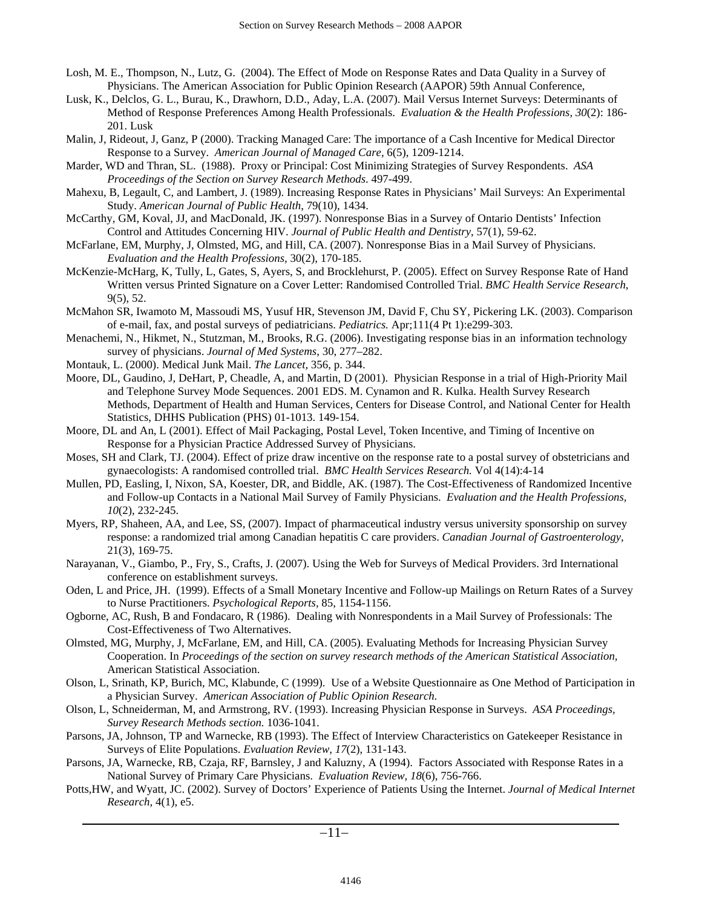Losh, M. E., Thompson, N., Lutz, G. (2004). The Effect of Mode on Response Rates and Data Quality in a Survey of Physicians. The American Association for Public Opinion Research (AAPOR) 59th Annual Conference,

Lusk, K., Delclos, G. L., Burau, K., Drawhorn, D.D., Aday, L.A. (2007). Mail Versus Internet Surveys: Determinants of Method of Response Preferences Among Health Professionals. *Evaluation & the Health Professions, 30*(2): 186-201. Lusk

Malin, J, Rideout, J, Ganz, P (2000). Tracking Managed Care: The importance of a Cash Incentive for Medical Director Response to a Survey. *American Journal of Managed Care,* 6(5), 1209-1214.

Marder, WD and Thran, SL. (1988). Proxy or Principal: Cost Minimizing Strategies of Survey Respondents. *ASA Proceedings of the Section on Survey Research Methods*. 497-499.

Mahexu, B, Legault, C, and Lambert, J. (1989). Increasing Response Rates in Physicians' Mail Surveys: An Experimental Study. *American Journal of Public Health*, 79(10), 1434.

McCarthy, GM, Koval, JJ, and MacDonald, JK. (1997). Nonresponse Bias in a Survey of Ontario Dentists' Infection Control and Attitudes Concerning HIV. *Journal of Public Health and Dentistry*, 57(1), 59-62.

McFarlane, EM, Murphy, J, Olmsted, MG, and Hill, CA. (2007). Nonresponse Bias in a Mail Survey of Physicians. *Evaluation and the Health Professions,* 30(2), 170-185.

McKenzie-McHarg, K, Tully, L, Gates, S, Ayers, S, and Brocklehurst, P. (2005). Effect on Survey Response Rate of Hand Written versus Printed Signature on a Cover Letter: Randomised Controlled Trial. *BMC Health Service Research,* 9(5), 52.

McMahon SR, Iwamoto M, Massoudi MS, Yusuf HR, Stevenson JM, David F, Chu SY, Pickering LK. (2003). Comparison of e-mail, fax, and postal surveys of pediatricians. *Pediatrics.* Apr;111(4 Pt 1):e299-303.

Menachemi, N., Hikmet, N., Stutzman, M., Brooks, R.G. (2006). Investigating response bias in an information technology survey of physicians. *Journal of Med Systems*, 30, 277–282.

Montauk, L. (2000). Medical Junk Mail. *The Lancet,* 356, p. 344.

Moore, DL, Gaudino, J, DeHart, P, Cheadle, A, and Martin, D (2001). Physician Response in a trial of High-Priority Mail and Telephone Survey Mode Sequences. 2001 EDS. M. Cynamon and R. Kulka. Health Survey Research Methods, Department of Health and Human Services, Centers for Disease Control, and National Center for Health Statistics, DHHS Publication (PHS) 01-1013. 149-154.

Moore, DL and An, L (2001). Effect of Mail Packaging, Postal Level, Token Incentive, and Timing of Incentive on Response for a Physician Practice Addressed Survey of Physicians.

Moses, SH and Clark, TJ. (2004). Effect of prize draw incentive on the response rate to a postal survey of obstetricians and gynaecologists: A randomised controlled trial. *BMC Health Services Research.* Vol 4(14):4-14

Mullen, PD, Easling, I, Nixon, SA, Koester, DR, and Biddle, AK. (1987). The Cost-Effectiveness of Randomized Incentive and Follow-up Contacts in a National Mail Survey of Family Physicians. *Evaluation and the Health Professions, 10*(2), 232-245.

Myers, RP, Shaheen, AA, and Lee, SS, (2007). Impact of pharmaceutical industry versus university sponsorship on survey response: a randomized trial among Canadian hepatitis C care providers. *Canadian Journal of Gastroenterology,* 21(3), 169-75.

Narayanan, V., Giambo, P., Fry, S., Crafts, J. (2007). Using the Web for Surveys of Medical Providers. 3rd International conference on establishment surveys.

Oden, L and Price, JH. (1999). Effects of a Small Monetary Incentive and Follow-up Mailings on Return Rates of a Survey to Nurse Practitioners. *Psychological Reports,* 85, 1154-1156.

Ogborne, AC, Rush, B and Fondacaro, R (1986). Dealing with Nonrespondents in a Mail Survey of Professionals: The Cost-Effectiveness of Two Alternatives.

Olmsted, MG, Murphy, J, McFarlane, EM, and Hill, CA. (2005). Evaluating Methods for Increasing Physician Survey Cooperation. In *Proceedings of the section on survey research methods of the American Statistical Association*, American Statistical Association.

Olson, L, Srinath, KP, Burich, MC, Klabunde, C (1999). Use of a Website Questionnaire as One Method of Participation in a Physician Survey. *American Association of Public Opinion Research.*

Olson, L, Schneiderman, M, and Armstrong, RV. (1993). Increasing Physician Response in Surveys. *ASA Proceedings, Survey Research Methods section.* 1036-1041.

Parsons, JA, Johnson, TP and Warnecke, RB (1993). The Effect of Interview Characteristics on Gatekeeper Resistance in Surveys of Elite Populations. *Evaluation Review, 17*(2), 131-143.

Parsons, JA, Warnecke, RB, Czaja, RF, Barnsley, J and Kaluzny, A (1994). Factors Associated with Response Rates in a National Survey of Primary Care Physicians. *Evaluation Review*, *18*(6), 756-766.

Potts,HW, and Wyatt, JC. (2002). Survey of Doctors' Experience of Patients Using the Internet. *Journal of Medical Internet Research*, 4(1), e5.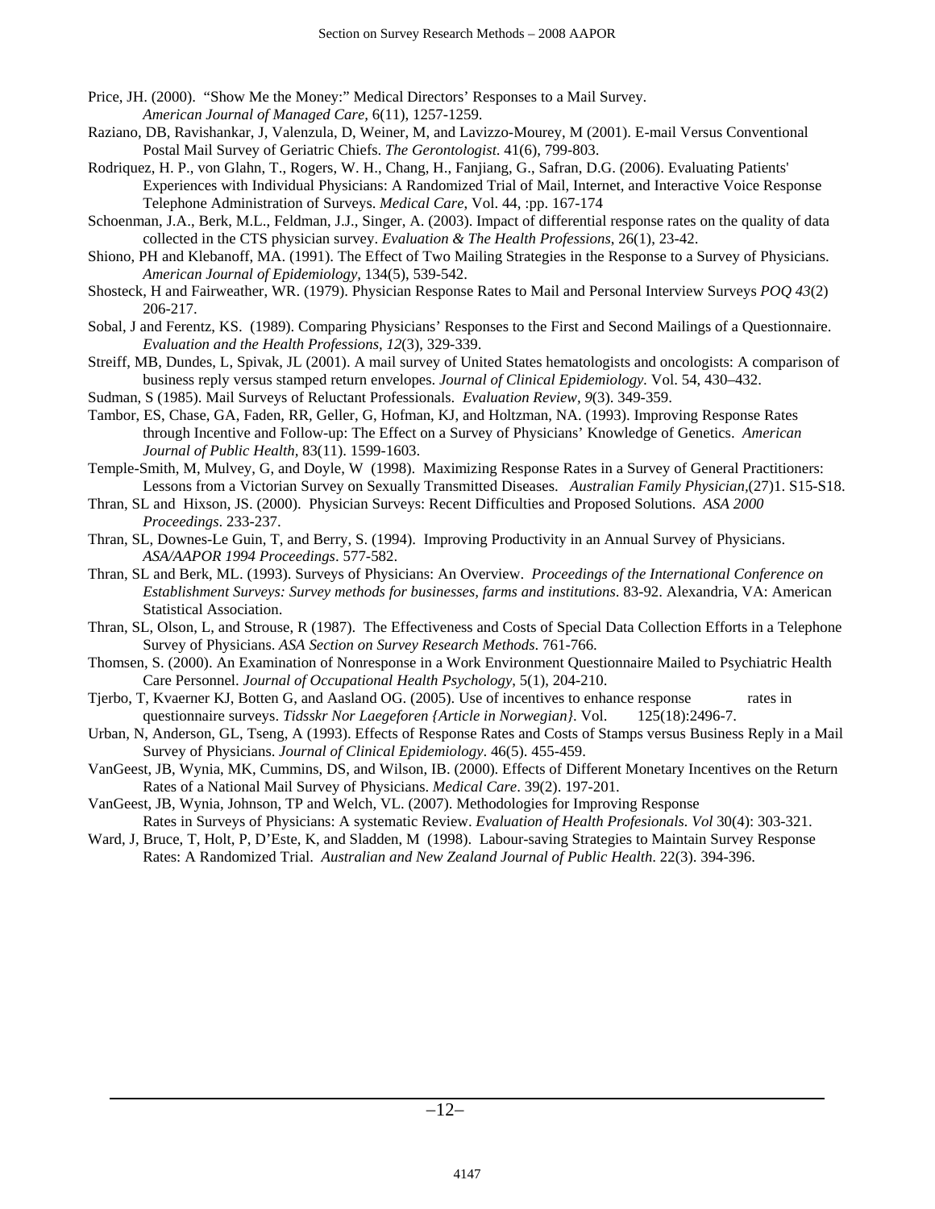Price, JH. (2000). "Show Me the Money:" Medical Directors' Responses to a Mail Survey. *American Journal of Managed Care*, 6(11), 1257-1259.

Raziano, DB, Ravishankar, J, Valenzula, D, Weiner, M, and Lavizzo-Mourey, M (2001). E-mail Versus Conventional Postal Mail Survey of Geriatric Chiefs. *The Gerontologist.* 41(6), 799-803.

Rodriquez, H. P., von Glahn, T., Rogers, W. H., Chang, H., Fanjiang, G., Safran, D.G. (2006). Evaluating Patients' Experiences with Individual Physicians: A Randomized Trial of Mail, Internet, and Interactive Voice Response Telephone Administration of Surveys. *Medical Care*, Vol. 44, :pp. 167-174

Schoenman, J.A., Berk, M.L., Feldman, J.J., Singer, A. (2003). Impact of differential response rates on the quality of data collected in the CTS physician survey. *Evaluation & The Health Professions*, 26(1), 23-42.

Shiono, PH and Klebanoff, MA. (1991). The Effect of Two Mailing Strategies in the Response to a Survey of Physicians. *American Journal of Epidemiology,* 134(5), 539-542.

Shosteck, H and Fairweather, WR. (1979). Physician Response Rates to Mail and Personal Interview Surveys *POQ 43*(2) 206-217.

Sobal, J and Ferentz, KS. (1989). Comparing Physicians' Responses to the First and Second Mailings of a Questionnaire. *Evaluation and the Health Professions, 12*(3), 329-339.

Streiff, MB, Dundes, L, Spivak, JL (2001). A mail survey of United States hematologists and oncologists: A comparison of business reply versus stamped return envelopes. *Journal of Clinical Epidemiology.* Vol. 54, 430–432.

Sudman, S (1985). Mail Surveys of Reluctant Professionals. *Evaluation Review, 9*(3). 349-359.

Tambor, ES, Chase, GA, Faden, RR, Geller, G, Hofman, KJ, and Holtzman, NA. (1993). Improving Response Rates through Incentive and Follow-up: The Effect on a Survey of Physicians' Knowledge of Genetics. *American Journal of Public Health,* 83(11). 1599-1603.

Temple-Smith, M, Mulvey, G, and Doyle, W (1998). Maximizing Response Rates in a Survey of General Practitioners: Lessons from a Victorian Survey on Sexually Transmitted Diseases. *Australian Family Physician*,(27)1. S15-S18.

Thran, SL and Hixson, JS. (2000). Physician Surveys: Recent Difficulties and Proposed Solutions. *ASA 2000 Proceedings*. 233-237.

Thran, SL, Downes-Le Guin, T, and Berry, S. (1994). Improving Productivity in an Annual Survey of Physicians. *ASA/AAPOR 1994 Proceedings*. 577-582.

Thran, SL and Berk, ML. (1993). Surveys of Physicians: An Overview. *Proceedings of the International Conference on Establishment Surveys: Survey methods for businesses, farms and institutions*. 83-92. Alexandria, VA: American Statistical Association.

Thran, SL, Olson, L, and Strouse, R (1987). The Effectiveness and Costs of Special Data Collection Efforts in a Telephone Survey of Physicians. *ASA Section on Survey Research Methods*. 761-766.

Thomsen, S. (2000). An Examination of Nonresponse in a Work Environment Questionnaire Mailed to Psychiatric Health Care Personnel. *Journal of Occupational Health Psychology*, 5(1), 204-210.

Tjerbo, T, Kvaerner KJ, Botten G, and Aasland OG. (2005). Use of incentives to enhance response rates in questionnaire surveys. *Tidsskr Nor Laegeforen {Article in Norwegian}*. Vol. 125(18):2496-7.

Urban, N, Anderson, GL, Tseng, A (1993). Effects of Response Rates and Costs of Stamps versus Business Reply in a Mail Survey of Physicians. *Journal of Clinical Epidemiology*. 46(5). 455-459.

VanGeest, JB, Wynia, MK, Cummins, DS, and Wilson, IB. (2000). Effects of Different Monetary Incentives on the Return Rates of a National Mail Survey of Physicians. *Medical Care*. 39(2). 197-201.

VanGeest, JB, Wynia, Johnson, TP and Welch, VL. (2007). Methodologies for Improving Response Rates in Surveys of Physicians: A systematic Review. *Evaluation of Health Profesionals. Vol* 30(4): 303-321.

Ward, J, Bruce, T, Holt, P, D'Este, K, and Sladden, M (1998). Labour-saving Strategies to Maintain Survey Response Rates: A Randomized Trial. *Australian and New Zealand Journal of Public Health*. 22(3). 394-396.